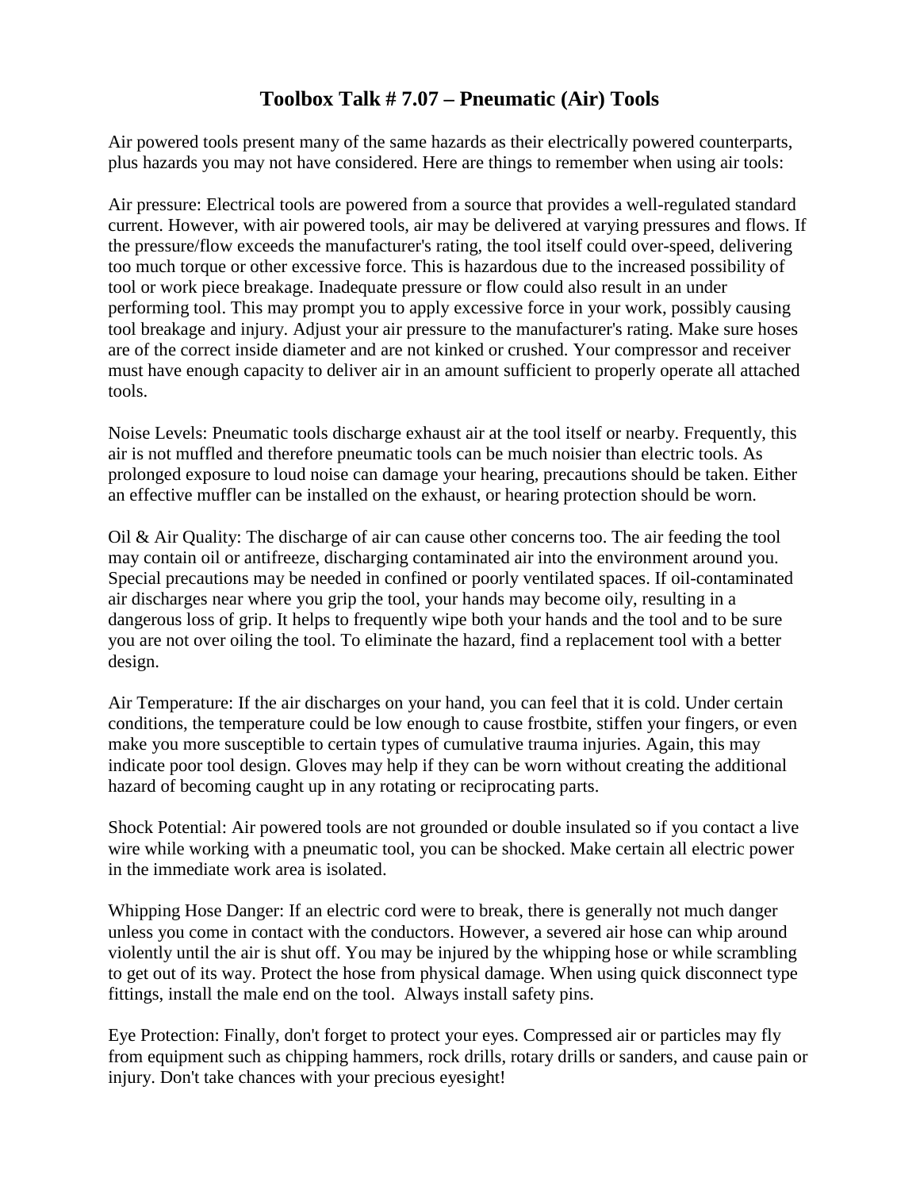# Toolbox Talk # 7.07 – Pneumatic (Air) Tools

Air powered tools present many of the same hazards as their electrically powered counterparts, plus hazards you may not have considered. Here are things to remember when using air tools:

Air pressure: Electrical tools are powered from a source that provides a well-regulated standard current. However, with air powered tools, air may be delivered at varying pressures and flows. If the pressure/flow exceeds the manufacturer's rating, the tool itself could over-speed, delivering too much torque or other excessive force. This is hazardous due to the increased possibility of tool or work piece breakage. Inadequate pressure or flow could also result in an under performing tool. This may prompt you to apply excessive force in your work, possibly causing tool breakage and injury. Adjust your air pressure to the manufacturer's rating. Make sure hoses are of the correct inside diameter and are not kinked or crushed. Your compressor and receiver must have enough capacity to deliver air in an amount sufficient to properly operate all attached tools.

Noise Levels: Pneumatic tools discharge exhaust air at the tool itself or nearby. Frequently, this air is not muffled and therefore pneumatic tools can be much noisier than electric tools. As prolonged exposure to loud noise can damage your hearing, precautions should be taken. Either an effective muffler can be installed on the exhaust, or hearing protection should be worn.

Oil & Air Quality: The discharge of air can cause other concerns too. The air feeding the tool may contain oil or antifreeze, discharging contaminated air into the environment around you. Special precautions may be needed in confined or poorly ventilated spaces. If oil-contaminated air discharges near where you grip the tool, your hands may become oily, resulting in a dangerous loss of grip. It helps to frequently wipe both your hands and the tool and to be sure you are not over oiling the tool. To eliminate the hazard, find a replacement tool with a better design.

Air Temperature: If the air discharges on your hand, you can feel that it is cold. Under certain conditions, the temperature could be low enough to cause frostbite, stiffen your fingers, or even make you more susceptible to certain types of cumulative trauma injuries. Again, this may indicate poor tool design. Gloves may help if they can be worn without creating the additional hazard of becoming caught up in any rotating or reciprocating parts.

Shock Potential: Air powered tools are not grounded or double insulated so if you contact a live wire while working with a pneumatic tool, you can be shocked. Make certain all electric power in the immediate work area is isolated.

Whipping Hose Danger: If an electric cord were to break, there is generally not much danger unless you come in contact with the conductors. However, a severed air hose can whip around violently until the air is shut off. You may be injured by the whipping hose or while scrambling to get out of its way. Protect the hose from physical damage. When using quick disconnect type fittings, install the male end on the tool. Always install safety pins.

Eye Protection: Finally, don't forget to protect your eyes. Compressed air or particles may fly from equipment such as chipping hammers, rock drills, rotary drills or sanders, and cause pain or injury. Don't take chances with your precious eyesight!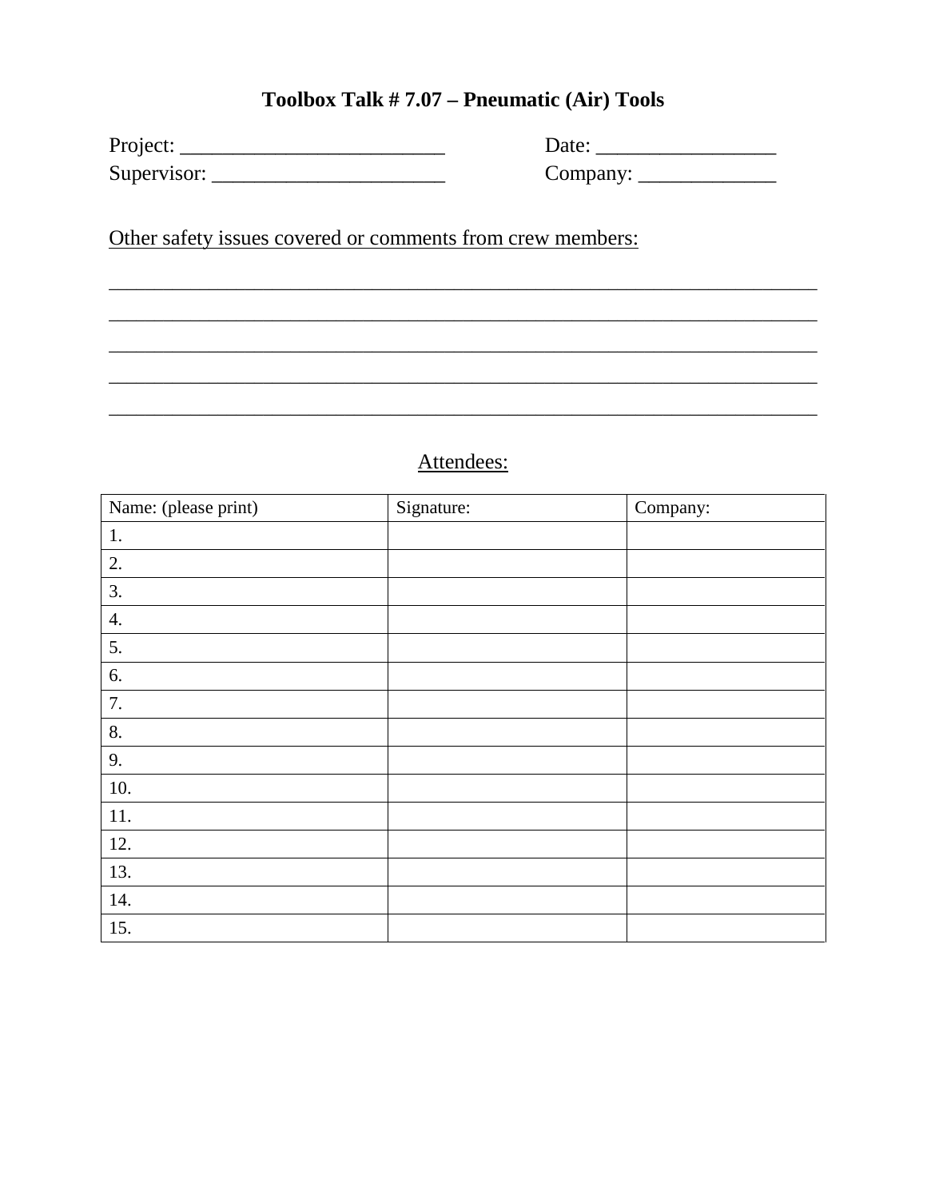# Toolbox Talk # 7.07 – Permatic (Air) Tools

# Toolbox Talk # 7.07 – Pneumatic (Air) Tools

Project: _________________________ Date: _________________

Supervisor: ______________________ Company: _____________

Other safety issues covered or comments from crew members:

_____________________________________________________________________________

_____________________________________________________________________________

_____________________________________________________________________________

_____________________________________________________________________________

_____________________________________________________________________________

## Attendees:

| Name: (please print) | Signature: | Company: |
|---|---|---|
| 1. | | |
| 2. | | |
| 3. | | |
| 4. | | |
| 5. | | |
| 6. | | |
| 7. | | |
| 8. | | |
| 9. | | |
| 10. | | |
| 11. | | |
| 12. | | |
| 13. | | |
| 14. | | |
| 15. | | |